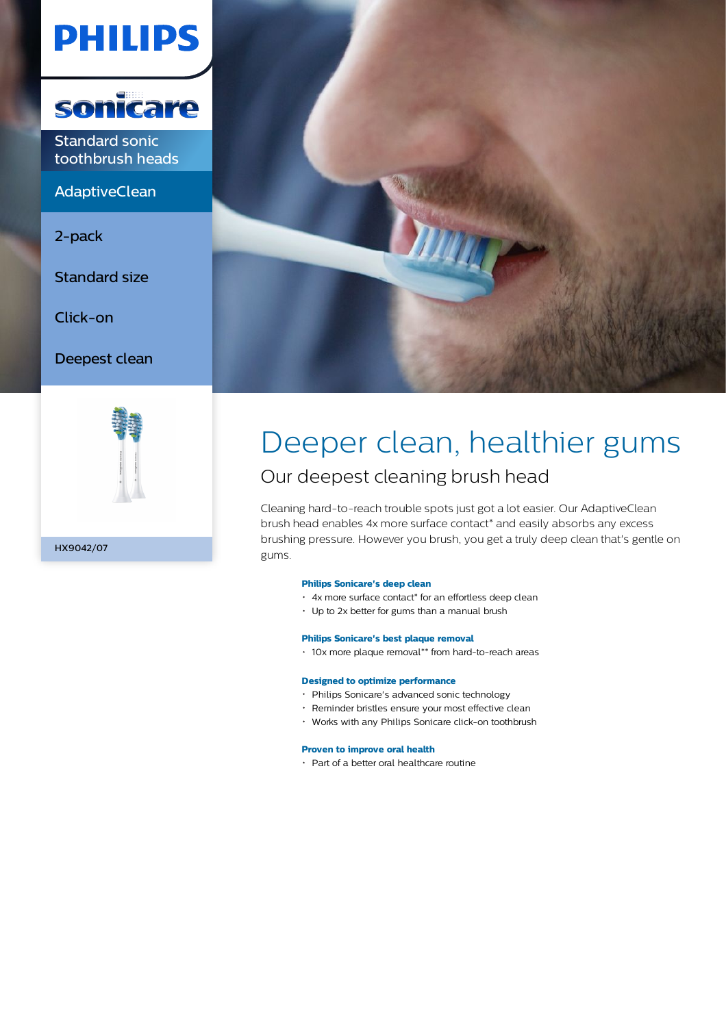PHILIPS

sonicare

Standard sonic toothbrush heads

AdaptiveClean

2-pack

Standard size

Click-on

Deepest clean

HX9042/07

# Deeper clean, healthier gums

## Our deepest cleaning brush head

Cleaning hard-to-reach trouble spots just got a lot easier. Our AdaptiveClean brush head enables 4x more surface contact* and easily absorbs any excess brushing pressure. However you brush, you get a truly deep clean that's gentle on gums.

**Philips Sonicare's deep clean**

- 4x more surface contact* for an effortless deep clean
- Up to 2x better for gums than a manual brush

**Philips Sonicare's best plaque removal**

- 10x more plaque removal** from hard-to-reach areas

**Designed to optimize performance**

- Philips Sonicare's advanced sonic technology
- Reminder bristles ensure your most effective clean
- Works with any Philips Sonicare click-on toothbrush

**Proven to improve oral health**

- Part of a better oral healthcare routine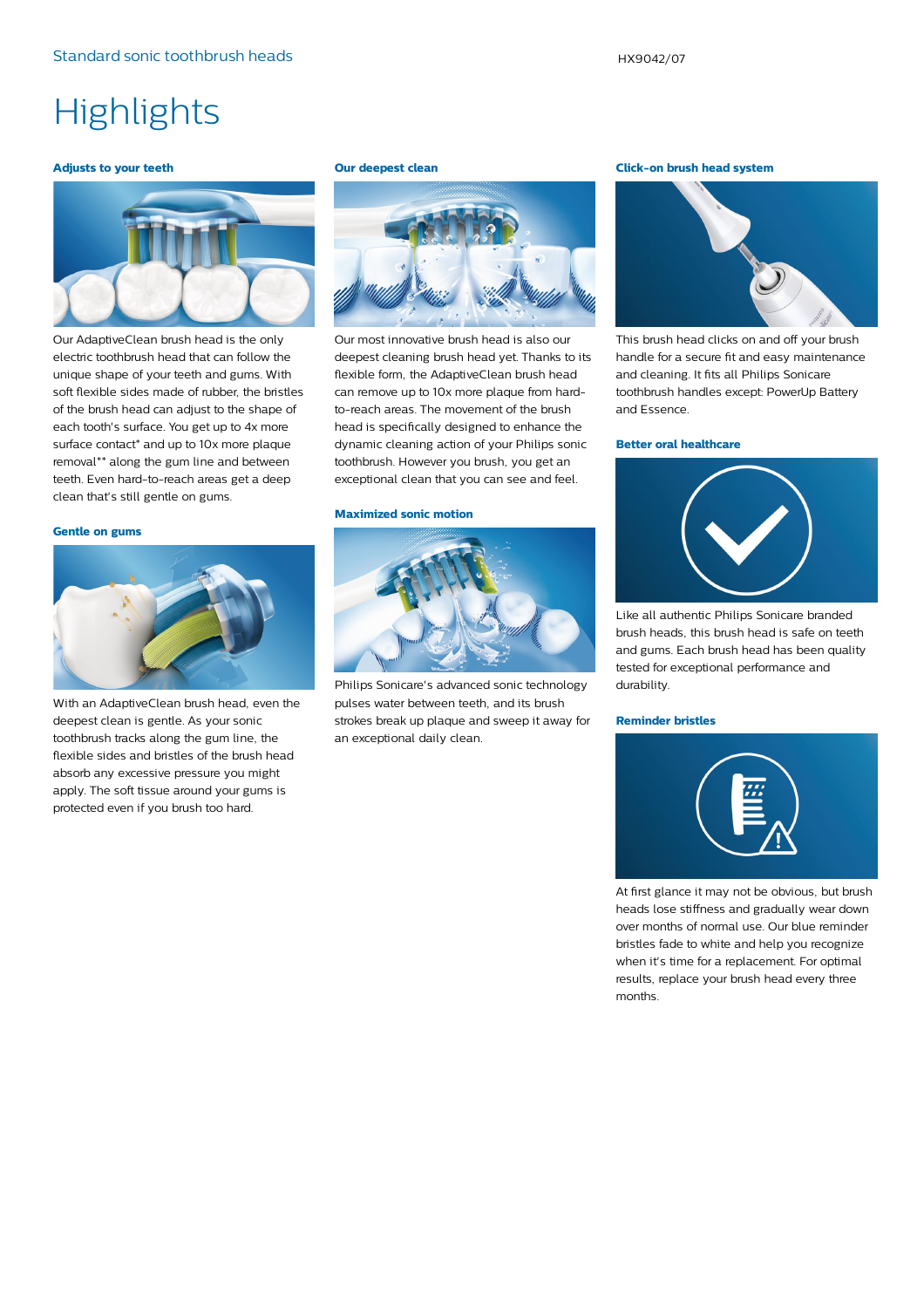# Highlights

### Adjusts to your teeth

Our AdaptiveClean brush head is the only electric toothbrush head that can follow the unique shape of your teeth and gums. With soft flexible sides made of rubber, the bristles of the brush head can adjust to the shape of each tooth's surface. You get up to 4x more surface contact* and up to 10x more plaque removal** along the gum line and between teeth. Even hard-to-reach areas get a deep clean that's still gentle on gums.

### Gentle on gums

With an AdaptiveClean brush head, even the deepest clean is gentle. As your sonic toothbrush tracks along the gum line, the flexible sides and bristles of the brush head absorb any excessive pressure you might apply. The soft tissue around your gums is protected even if you brush too hard.

### Our deepest clean

Our most innovative brush head is also our deepest cleaning brush head yet. Thanks to its flexible form, the AdaptiveClean brush head can remove up to 10x more plaque from hard-to-reach areas. The movement of the brush head is specifically designed to enhance the dynamic cleaning action of your Philips sonic toothbrush. However you brush, you get an exceptional clean that you can see and feel.

### Maximized sonic motion

Philips Sonicare's advanced sonic technology pulses water between teeth, and its brush strokes break up plaque and sweep it away for an exceptional daily clean.

### Click-on brush head system

This brush head clicks on and off your brush handle for a secure fit and easy maintenance and cleaning. It fits all Philips Sonicare toothbrush handles except: PowerUp Battery and Essence.

### Better oral healthcare

Like all authentic Philips Sonicare branded brush heads, this brush head is safe on teeth and gums. Each brush head has been quality tested for exceptional performance and durability.

### Reminder bristles

At first glance it may not be obvious, but brush heads lose stiffness and gradually wear down over months of normal use. Our blue reminder bristles fade to white and help you recognize when it's time for a replacement. For optimal results, replace your brush head every three months.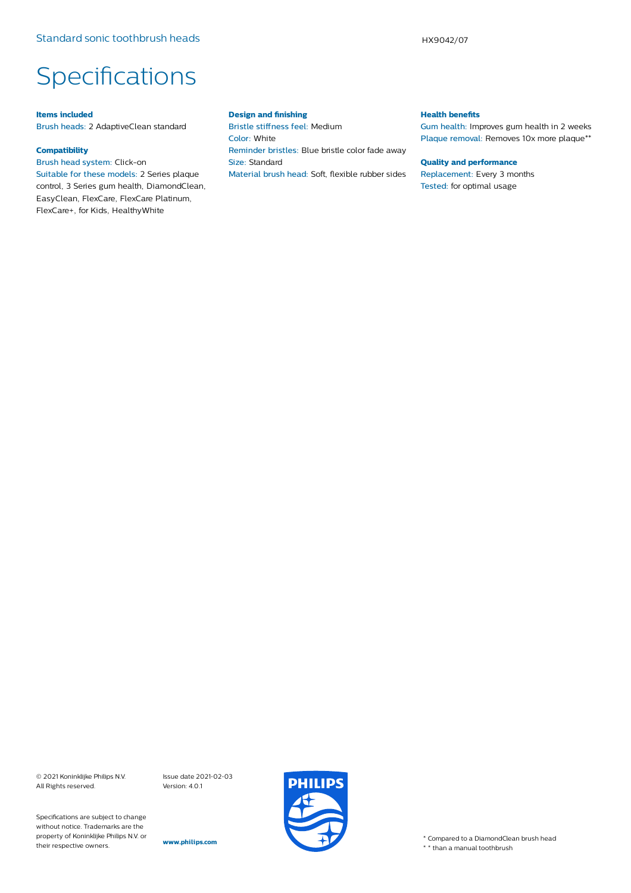# Specifications

### Items included

Brush heads: 2 AdaptiveClean standard

### Compatibility

Brush head system: Click-on

Suitable for these models: 2 Series plaque control, 3 Series gum health, DiamondClean, EasyClean, FlexCare, FlexCare Platinum, FlexCare+, for Kids, HealthyWhite

### Design and finishing

Bristle stiffness feel: Medium

Color: White

Reminder bristles: Blue bristle color fade away

Size: Standard

Material brush head: Soft, flexible rubber sides

### Health benefits

Gum health: Improves gum health in 2 weeks

Plaque removal: Removes 10x more plaque**

### Quality and performance

Replacement: Every 3 months

Tested: for optimal usage

© 2021 Koninklijke Philips N.V.
All Rights reserved.

Issue date 2021-02-03
Version: 4.0.1

Specifications are subject to change without notice. Trademarks are the property of Koninklijke Philips N.V. or their respective owners.

www.philips.com

\* Compared to a DiamondClean brush head
\* * than a manual toothbrush